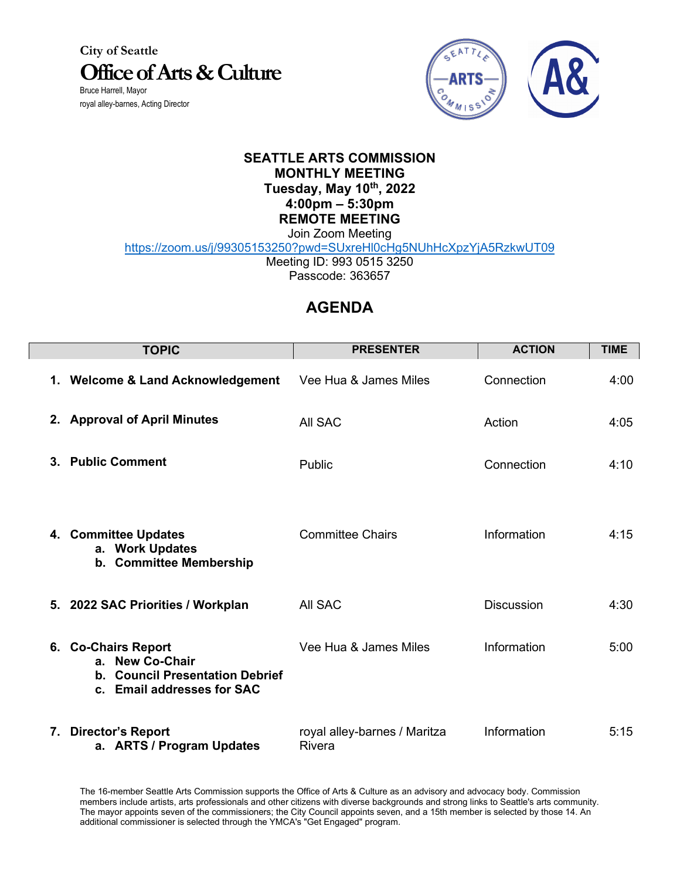City of Seattle
**Office of Arts & Culture**
Bruce Harrell, Mayor
royal alley-barnes, Acting Director

# SEATTLE ARTS COMMISSION
## MONTHLY MEETING
**Tuesday, May 10th, 2022**
**4:00pm – 5:30pm**
**REMOTE MEETING**

Join Zoom Meeting
https://zoom.us/j/99305153250?pwd=SUxreHl0cHg5NUhHcXpzYjA5RzkwUT09
Meeting ID: 993 0515 3250
Passcode: 363657

## AGENDA

| TOPIC | PRESENTER | ACTION | TIME |
|---|---|---|---|
| **1. Welcome & Land Acknowledgement** | Vee Hua & James Miles | Connection | 4:00 |
| **2. Approval of April Minutes** | All SAC | Action | 4:05 |
| **3. Public Comment** | Public | Connection | 4:10 |
| **4. Committee Updates**<br>**a. Work Updates**<br>**b. Committee Membership** | Committee Chairs | Information | 4:15 |
| **5. 2022 SAC Priorities / Workplan** | All SAC | Discussion | 4:30 |
| **6. Co-Chairs Report**<br>**a. New Co-Chair**<br>**b. Council Presentation Debrief**<br>**c. Email addresses for SAC** | Vee Hua & James Miles | Information | 5:00 |
| **7. Director's Report**<br>**a. ARTS / Program Updates** | royal alley-barnes / Maritza Rivera | Information | 5:15 |

The 16-member Seattle Arts Commission supports the Office of Arts & Culture as an advisory and advocacy body. Commission members include artists, arts professionals and other citizens with diverse backgrounds and strong links to Seattle's arts community. The mayor appoints seven of the commissioners; the City Council appoints seven, and a 15th member is selected by those 14. An additional commissioner is selected through the YMCA's "Get Engaged" program.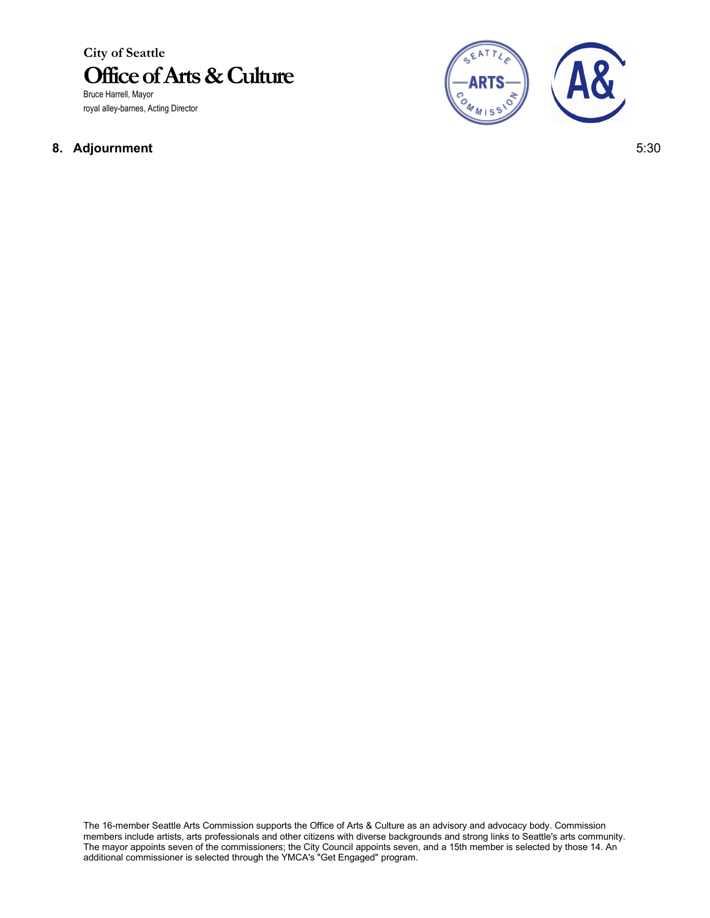**City of Seattle**

# Office of Arts & Culture

Bruce Harrell, Mayor
royal alley-barnes, Acting Director

**8. Adjournment** 5:30

The 16-member Seattle Arts Commission supports the Office of Arts & Culture as an advisory and advocacy body. Commission members include artists, arts professionals and other citizens with diverse backgrounds and strong links to Seattle's arts community. The mayor appoints seven of the commissioners; the City Council appoints seven, and a 15th member is selected by those 14. An additional commissioner is selected through the YMCA's "Get Engaged" program.